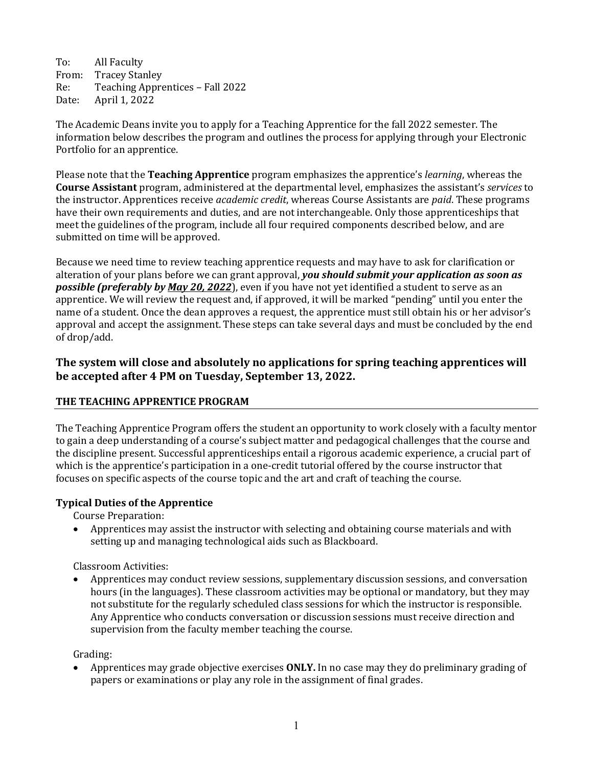To: All Faculty
From: Tracey Stanley
Re: Teaching Apprentices – Fall 2022
Date: April 1, 2022

The Academic Deans invite you to apply for a Teaching Apprentice for the fall 2022 semester. The information below describes the program and outlines the process for applying through your Electronic Portfolio for an apprentice.

Please note that the **Teaching Apprentice** program emphasizes the apprentice's *learning*, whereas the **Course Assistant** program, administered at the departmental level, emphasizes the assistant's *services* to the instructor. Apprentices receive *academic credit*, whereas Course Assistants are *paid*. These programs have their own requirements and duties, and are not interchangeable. Only those apprenticeships that meet the guidelines of the program, include all four required components described below, and are submitted on time will be approved.

Because we need time to review teaching apprentice requests and may have to ask for clarification or alteration of your plans before we can grant approval, ***you should submit your application as soon as possible (preferably by <u>May 20, 2022</u>)***, even if you have not yet identified a student to serve as an apprentice. We will review the request and, if approved, it will be marked "pending" until you enter the name of a student. Once the dean approves a request, the apprentice must still obtain his or her advisor's approval and accept the assignment. These steps can take several days and must be concluded by the end of drop/add.

### The system will close and absolutely no applications for spring teaching apprentices will be accepted after 4 PM on Tuesday, September 13, 2022.

## THE TEACHING APPRENTICE PROGRAM

The Teaching Apprentice Program offers the student an opportunity to work closely with a faculty mentor to gain a deep understanding of a course's subject matter and pedagogical challenges that the course and the discipline present. Successful apprenticeships entail a rigorous academic experience, a crucial part of which is the apprentice's participation in a one-credit tutorial offered by the course instructor that focuses on specific aspects of the course topic and the art and craft of teaching the course.

### Typical Duties of the Apprentice

Course Preparation:

- Apprentices may assist the instructor with selecting and obtaining course materials and with setting up and managing technological aids such as Blackboard.

Classroom Activities:

- Apprentices may conduct review sessions, supplementary discussion sessions, and conversation hours (in the languages). These classroom activities may be optional or mandatory, but they may not substitute for the regularly scheduled class sessions for which the instructor is responsible. Any Apprentice who conducts conversation or discussion sessions must receive direction and supervision from the faculty member teaching the course.

Grading:

- Apprentices may grade objective exercises **ONLY.** In no case may they do preliminary grading of papers or examinations or play any role in the assignment of final grades.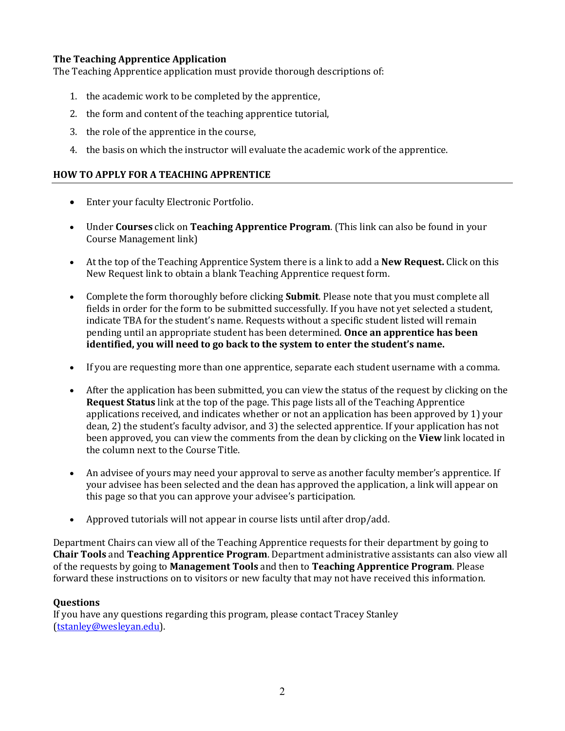**The Teaching Apprentice Application**

The Teaching Apprentice application must provide thorough descriptions of:

1. the academic work to be completed by the apprentice,
2. the form and content of the teaching apprentice tutorial,
3. the role of the apprentice in the course,
4. the basis on which the instructor will evaluate the academic work of the apprentice.

## HOW TO APPLY FOR A TEACHING APPRENTICE

- Enter your faculty Electronic Portfolio.
- Under **Courses** click on **Teaching Apprentice Program**. (This link can also be found in your Course Management link)
- At the top of the Teaching Apprentice System there is a link to add a **New Request.** Click on this New Request link to obtain a blank Teaching Apprentice request form.
- Complete the form thoroughly before clicking **Submit**. Please note that you must complete all fields in order for the form to be submitted successfully. If you have not yet selected a student, indicate TBA for the student's name. Requests without a specific student listed will remain pending until an appropriate student has been determined. **Once an apprentice has been identified, you will need to go back to the system to enter the student's name.**
- If you are requesting more than one apprentice, separate each student username with a comma.
- After the application has been submitted, you can view the status of the request by clicking on the **Request Status** link at the top of the page. This page lists all of the Teaching Apprentice applications received, and indicates whether or not an application has been approved by 1) your dean, 2) the student's faculty advisor, and 3) the selected apprentice. If your application has not been approved, you can view the comments from the dean by clicking on the **View** link located in the column next to the Course Title.
- An advisee of yours may need your approval to serve as another faculty member's apprentice. If your advisee has been selected and the dean has approved the application, a link will appear on this page so that you can approve your advisee's participation.
- Approved tutorials will not appear in course lists until after drop/add.

Department Chairs can view all of the Teaching Apprentice requests for their department by going to **Chair Tools** and **Teaching Apprentice Program**. Department administrative assistants can also view all of the requests by going to **Management Tools** and then to **Teaching Apprentice Program**. Please forward these instructions on to visitors or new faculty that may not have received this information.

**Questions**

If you have any questions regarding this program, please contact Tracey Stanley (tstanley@wesleyan.edu).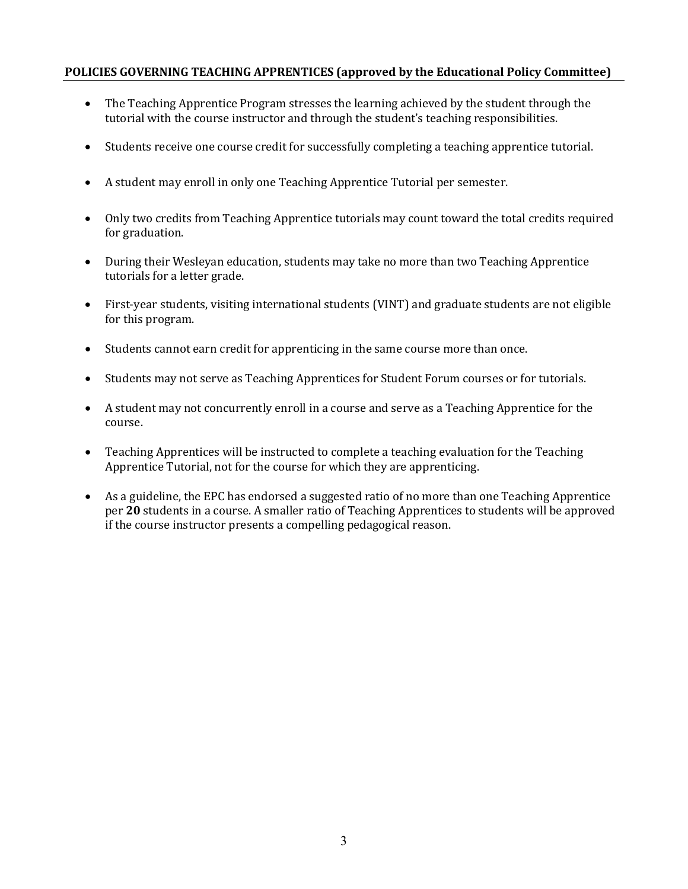**POLICIES GOVERNING TEACHING APPRENTICES (approved by the Educational Policy Committee)**

- The Teaching Apprentice Program stresses the learning achieved by the student through the tutorial with the course instructor and through the student's teaching responsibilities.
- Students receive one course credit for successfully completing a teaching apprentice tutorial.
- A student may enroll in only one Teaching Apprentice Tutorial per semester.
- Only two credits from Teaching Apprentice tutorials may count toward the total credits required for graduation.
- During their Wesleyan education, students may take no more than two Teaching Apprentice tutorials for a letter grade.
- First-year students, visiting international students (VINT) and graduate students are not eligible for this program.
- Students cannot earn credit for apprenticing in the same course more than once.
- Students may not serve as Teaching Apprentices for Student Forum courses or for tutorials.
- A student may not concurrently enroll in a course and serve as a Teaching Apprentice for the course.
- Teaching Apprentices will be instructed to complete a teaching evaluation for the Teaching Apprentice Tutorial, not for the course for which they are apprenticing.
- As a guideline, the EPC has endorsed a suggested ratio of no more than one Teaching Apprentice per **20** students in a course. A smaller ratio of Teaching Apprentices to students will be approved if the course instructor presents a compelling pedagogical reason.